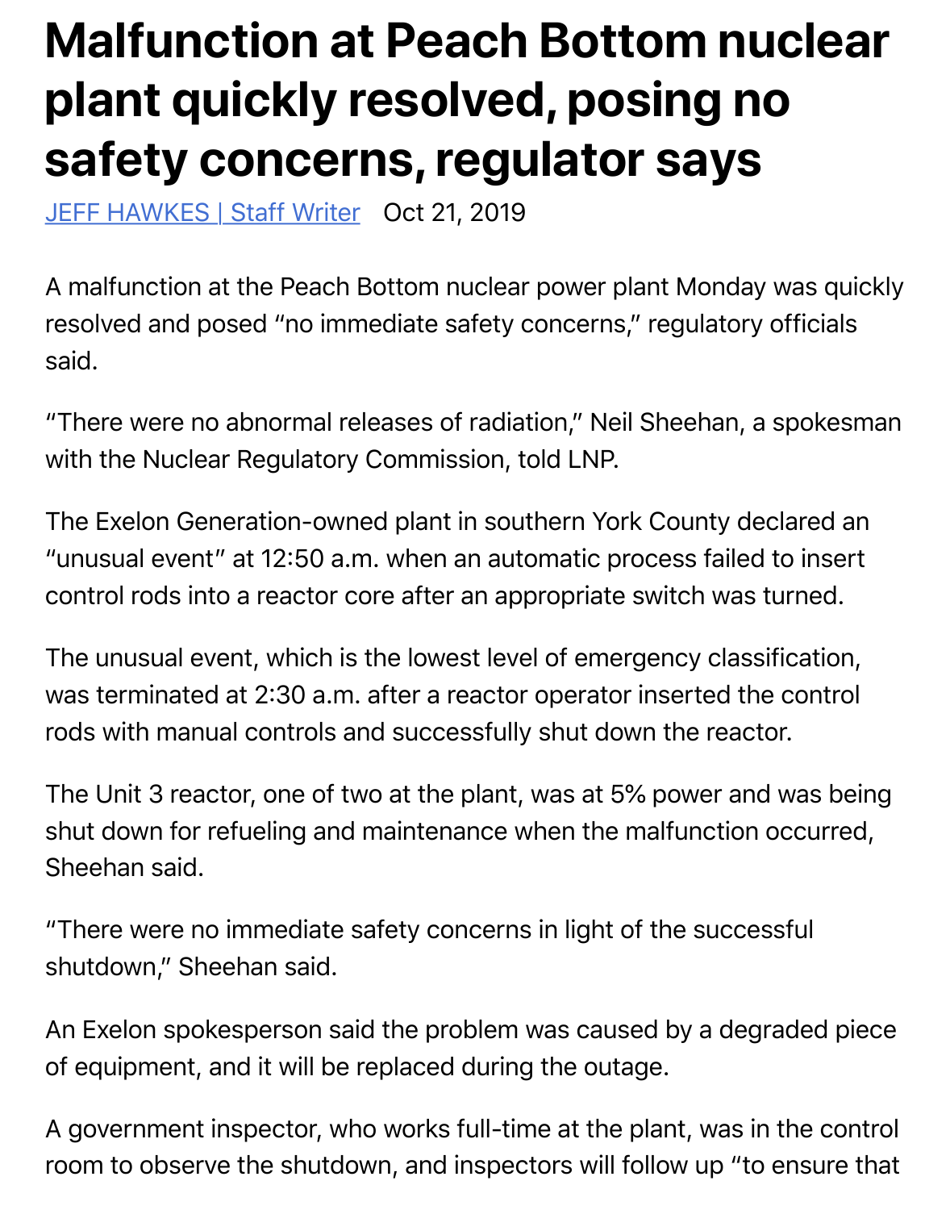# Malfunction at Peach Bottom nuclear plant quickly resolved, posing no safety concerns, regulator says

[JEFF HAWKES | Staff Writer](#) Oct 21, 2019

A malfunction at the Peach Bottom nuclear power plant Monday was quickly resolved and posed "no immediate safety concerns," regulatory officials said.

"There were no abnormal releases of radiation," Neil Sheehan, a spokesman with the Nuclear Regulatory Commission, told LNP.

The Exelon Generation-owned plant in southern York County declared an "unusual event" at 12:50 a.m. when an automatic process failed to insert control rods into a reactor core after an appropriate switch was turned.

The unusual event, which is the lowest level of emergency classification, was terminated at 2:30 a.m. after a reactor operator inserted the control rods with manual controls and successfully shut down the reactor.

The Unit 3 reactor, one of two at the plant, was at 5% power and was being shut down for refueling and maintenance when the malfunction occurred, Sheehan said.

"There were no immediate safety concerns in light of the successful shutdown," Sheehan said.

An Exelon spokesperson said the problem was caused by a degraded piece of equipment, and it will be replaced during the outage.

A government inspector, who works full-time at the plant, was in the control room to observe the shutdown, and inspectors will follow up "to ensure that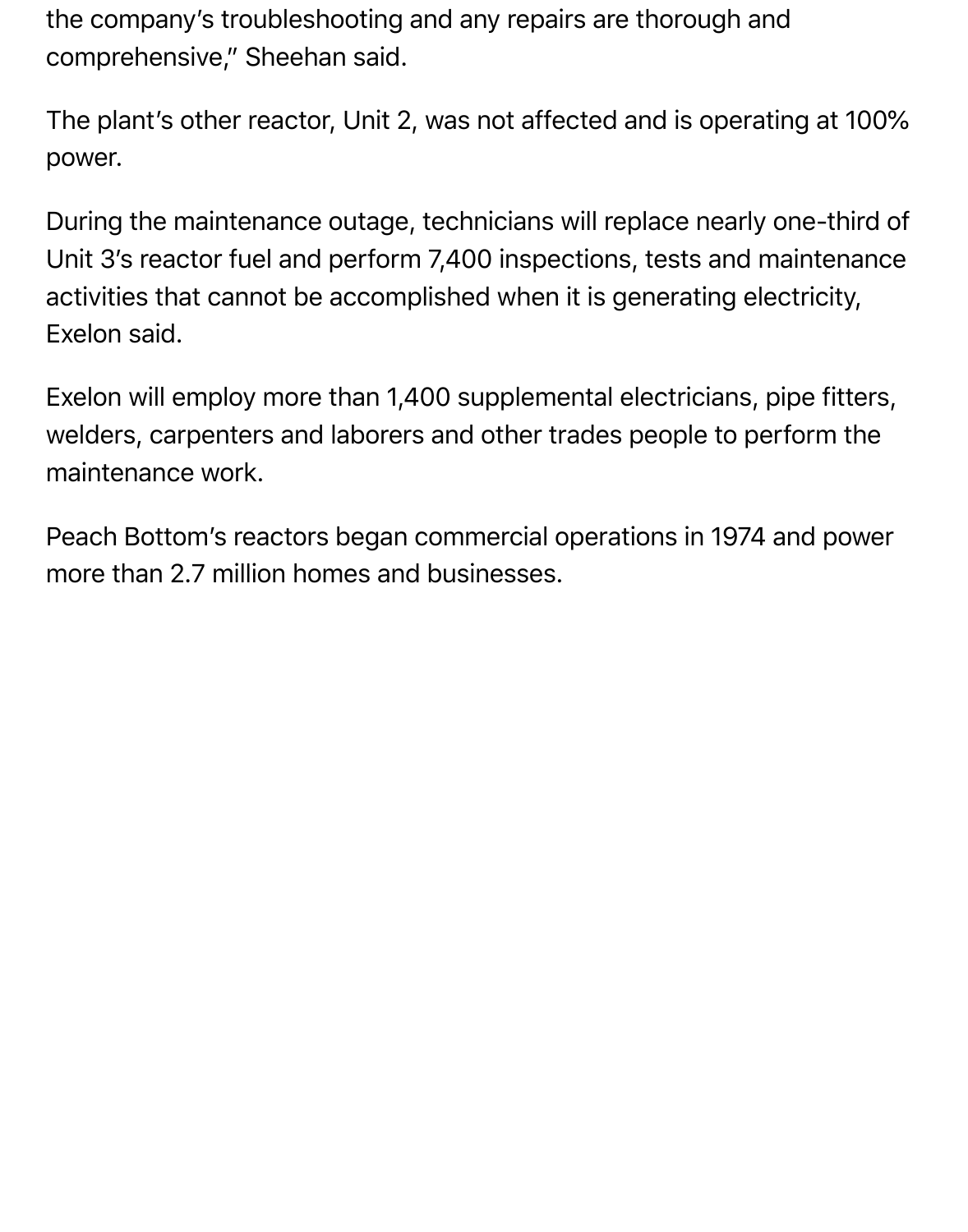the company's troubleshooting and any repairs are thorough and comprehensive," Sheehan said.

The plant's other reactor, Unit 2, was not affected and is operating at 100% power.

During the maintenance outage, technicians will replace nearly one-third of Unit 3's reactor fuel and perform 7,400 inspections, tests and maintenance activities that cannot be accomplished when it is generating electricity, Exelon said.

Exelon will employ more than 1,400 supplemental electricians, pipe fitters, welders, carpenters and laborers and other trades people to perform the maintenance work.

Peach Bottom's reactors began commercial operations in 1974 and power more than 2.7 million homes and businesses.